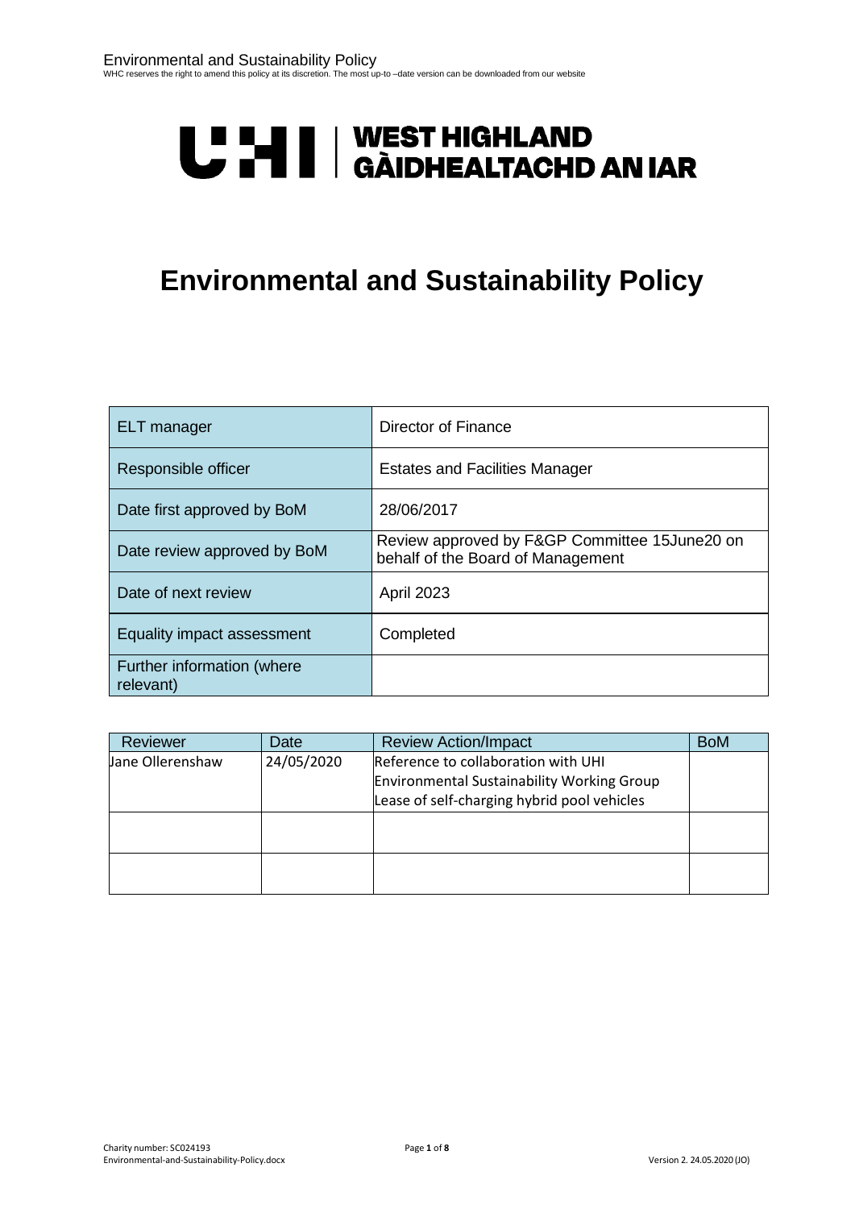# Environmental and Sustainability Policy

| ELT manager | Director of Finance |
|---|---|
| Responsible officer | Estates and Facilities Manager |
| Date first approved by BoM | 28/06/2017 |
| Date review approved by BoM | Review approved by F&GP Committee 15June20 on behalf of the Board of Management |
| Date of next review | April 2023 |
| Equality impact assessment | Completed |
| Further information (where relevant) | |

| Reviewer | Date | Review Action/Impact | BoM |
|---|---|---|---|
| Jane Ollerenshaw | 24/05/2020 | Reference to collaboration with UHI Environmental Sustainability Working Group<br>Lease of self-charging hybrid pool vehicles | |
| | | | |
| | | | |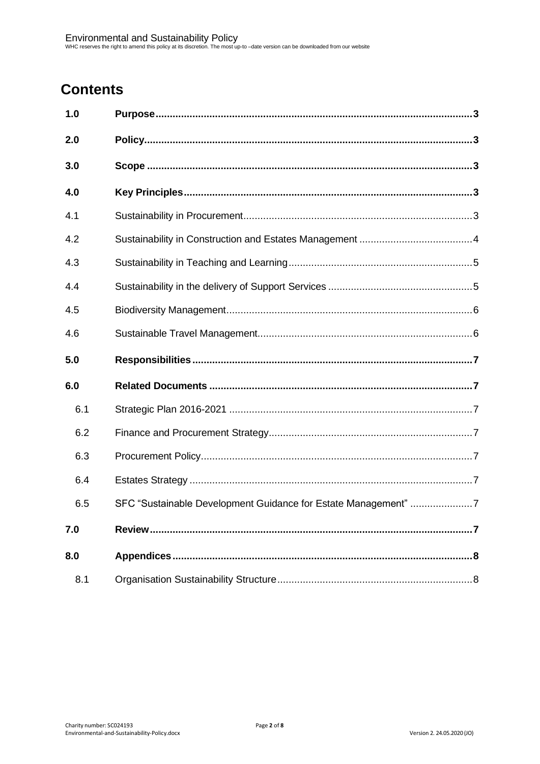# Contents

| | | |
|---|---|---|
| **1.0** | **Purpose** | **3** |
| **2.0** | **Policy** | **3** |
| **3.0** | **Scope** | **3** |
| **4.0** | **Key Principles** | **3** |
| 4.1 | Sustainability in Procurement | 3 |
| 4.2 | Sustainability in Construction and Estates Management | 4 |
| 4.3 | Sustainability in Teaching and Learning | 5 |
| 4.4 | Sustainability in the delivery of Support Services | 5 |
| 4.5 | Biodiversity Management | 6 |
| 4.6 | Sustainable Travel Management | 6 |
| **5.0** | **Responsibilities** | **7** |
| **6.0** | **Related Documents** | **7** |
| 6.1 | Strategic Plan 2016-2021 | 7 |
| 6.2 | Finance and Procurement Strategy | 7 |
| 6.3 | Procurement Policy | 7 |
| 6.4 | Estates Strategy | 7 |
| 6.5 | SFC "Sustainable Development Guidance for Estate Management" | 7 |
| **7.0** | **Review** | **7** |
| **8.0** | **Appendices** | **8** |
| 8.1 | Organisation Sustainability Structure | 8 |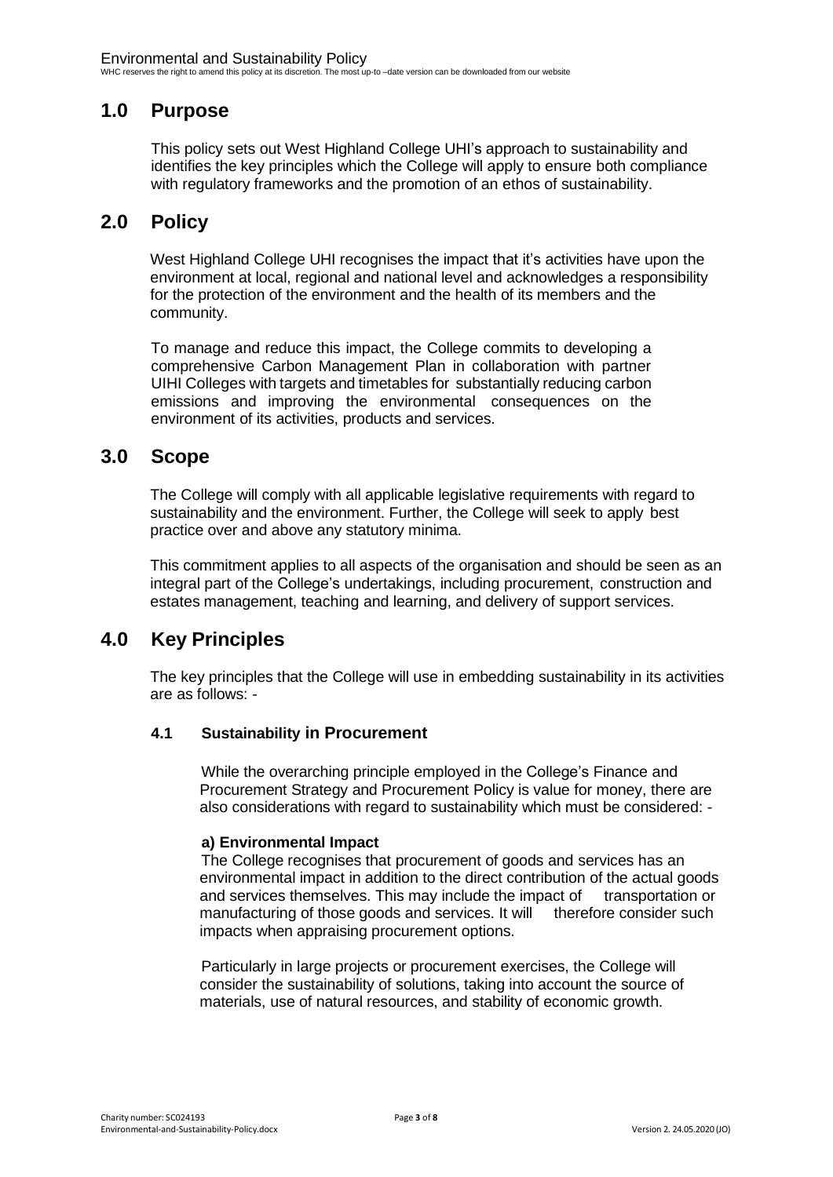## 1.0 Purpose

This policy sets out West Highland College UHI's approach to sustainability and identifies the key principles which the College will apply to ensure both compliance with regulatory frameworks and the promotion of an ethos of sustainability.

## 2.0 Policy

West Highland College UHI recognises the impact that it's activities have upon the environment at local, regional and national level and acknowledges a responsibility for the protection of the environment and the health of its members and the community.

To manage and reduce this impact, the College commits to developing a comprehensive Carbon Management Plan in collaboration with partner UIHI Colleges with targets and timetables for substantially reducing carbon emissions and improving the environmental consequences on the environment of its activities, products and services.

## 3.0 Scope

The College will comply with all applicable legislative requirements with regard to sustainability and the environment. Further, the College will seek to apply best practice over and above any statutory minima.

This commitment applies to all aspects of the organisation and should be seen as an integral part of the College's undertakings, including procurement, construction and estates management, teaching and learning, and delivery of support services.

## 4.0 Key Principles

The key principles that the College will use in embedding sustainability in its activities are as follows: -

### 4.1 Sustainability in Procurement

While the overarching principle employed in the College's Finance and Procurement Strategy and Procurement Policy is value for money, there are also considerations with regard to sustainability which must be considered: -

**a) Environmental Impact**

The College recognises that procurement of goods and services has an environmental impact in addition to the direct contribution of the actual goods and services themselves. This may include the impact of transportation or manufacturing of those goods and services. It will therefore consider such impacts when appraising procurement options.

Particularly in large projects or procurement exercises, the College will consider the sustainability of solutions, taking into account the source of materials, use of natural resources, and stability of economic growth.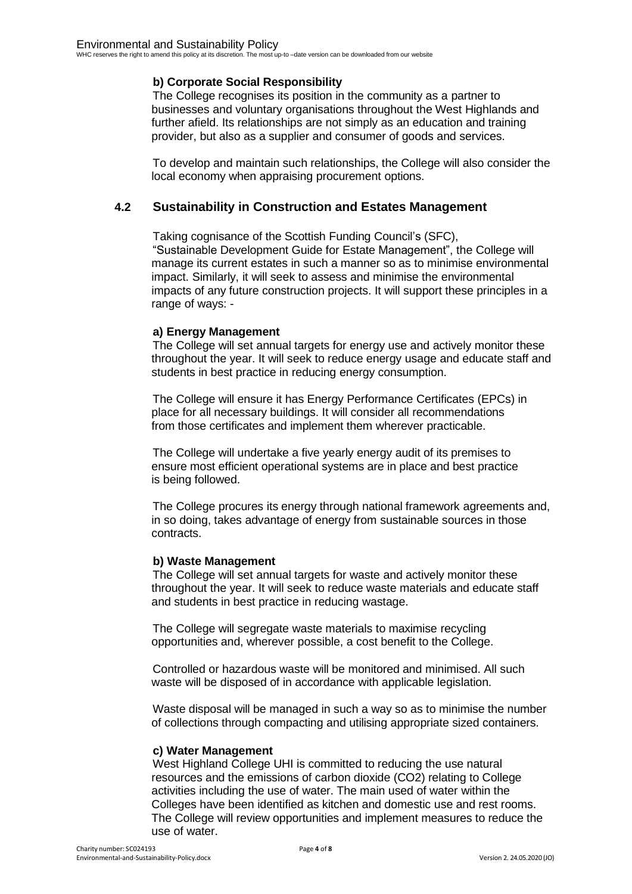**b) Corporate Social Responsibility**

The College recognises its position in the community as a partner to businesses and voluntary organisations throughout the West Highlands and further afield. Its relationships are not simply as an education and training provider, but also as a supplier and consumer of goods and services.

To develop and maintain such relationships, the College will also consider the local economy when appraising procurement options.

## 4.2 Sustainability in Construction and Estates Management

Taking cognisance of the Scottish Funding Council's (SFC), "Sustainable Development Guide for Estate Management", the College will manage its current estates in such a manner so as to minimise environmental impact. Similarly, it will seek to assess and minimise the environmental impacts of any future construction projects. It will support these principles in a range of ways: -

**a) Energy Management**

The College will set annual targets for energy use and actively monitor these throughout the year. It will seek to reduce energy usage and educate staff and students in best practice in reducing energy consumption.

The College will ensure it has Energy Performance Certificates (EPCs) in place for all necessary buildings. It will consider all recommendations from those certificates and implement them wherever practicable.

The College will undertake a five yearly energy audit of its premises to ensure most efficient operational systems are in place and best practice is being followed.

The College procures its energy through national framework agreements and, in so doing, takes advantage of energy from sustainable sources in those contracts.

**b) Waste Management**

The College will set annual targets for waste and actively monitor these throughout the year. It will seek to reduce waste materials and educate staff and students in best practice in reducing wastage.

The College will segregate waste materials to maximise recycling opportunities and, wherever possible, a cost benefit to the College.

Controlled or hazardous waste will be monitored and minimised. All such waste will be disposed of in accordance with applicable legislation.

Waste disposal will be managed in such a way so as to minimise the number of collections through compacting and utilising appropriate sized containers.

**c) Water Management**

West Highland College UHI is committed to reducing the use natural resources and the emissions of carbon dioxide ($CO_2$) relating to College activities including the use of water. The main used of water within the Colleges have been identified as kitchen and domestic use and rest rooms. The College will review opportunities and implement measures to reduce the use of water.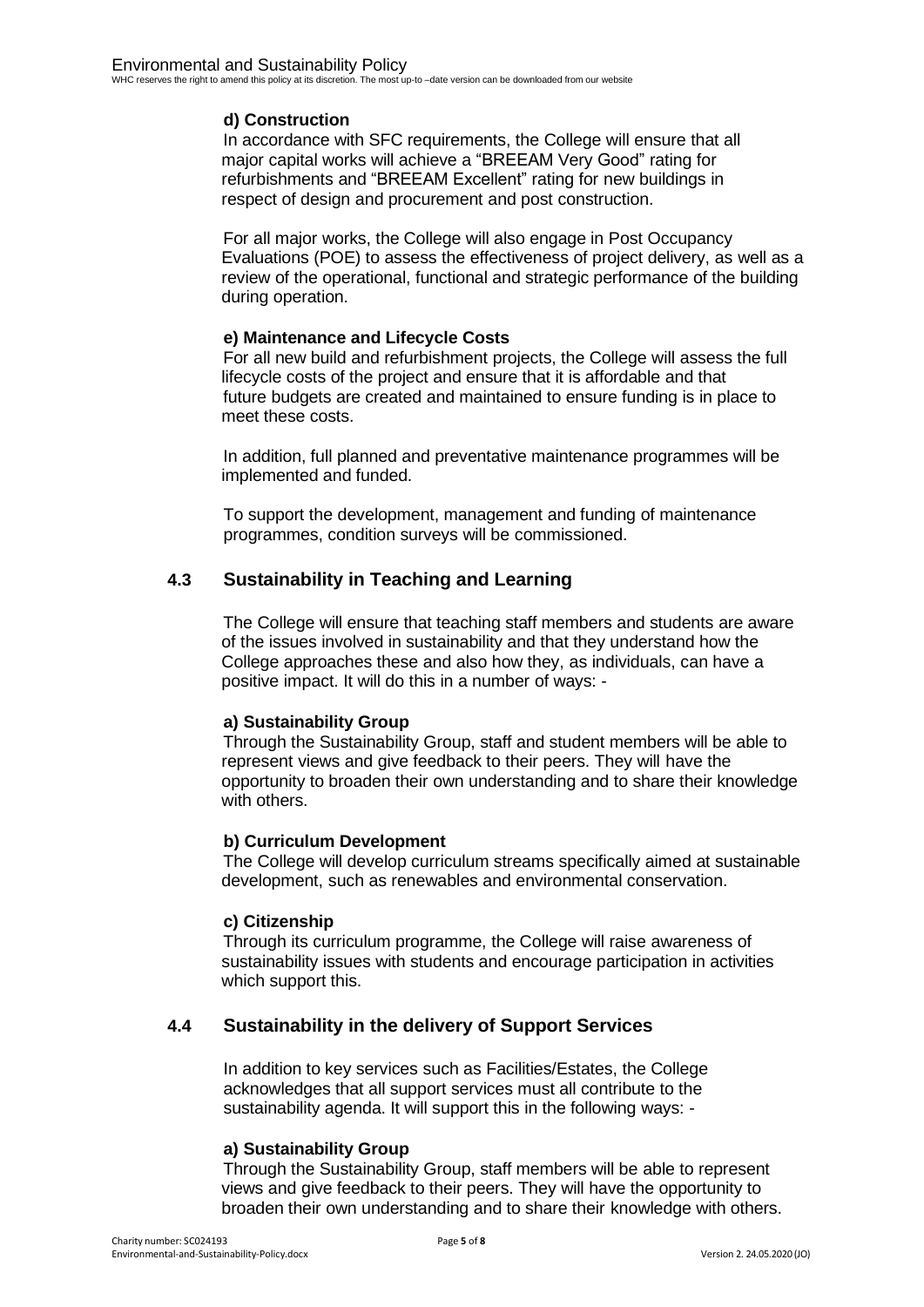**d) Construction**

In accordance with SFC requirements, the College will ensure that all major capital works will achieve a "BREEAM Very Good" rating for refurbishments and "BREEAM Excellent" rating for new buildings in respect of design and procurement and post construction.

For all major works, the College will also engage in Post Occupancy Evaluations (POE) to assess the effectiveness of project delivery, as well as a review of the operational, functional and strategic performance of the building during operation.

**e) Maintenance and Lifecycle Costs**

For all new build and refurbishment projects, the College will assess the full lifecycle costs of the project and ensure that it is affordable and that future budgets are created and maintained to ensure funding is in place to meet these costs.

In addition, full planned and preventative maintenance programmes will be implemented and funded.

To support the development, management and funding of maintenance programmes, condition surveys will be commissioned.

## 4.3 Sustainability in Teaching and Learning

The College will ensure that teaching staff members and students are aware of the issues involved in sustainability and that they understand how the College approaches these and also how they, as individuals, can have a positive impact. It will do this in a number of ways: -

**a) Sustainability Group**

Through the Sustainability Group, staff and student members will be able to represent views and give feedback to their peers. They will have the opportunity to broaden their own understanding and to share their knowledge with others.

**b) Curriculum Development**

The College will develop curriculum streams specifically aimed at sustainable development, such as renewables and environmental conservation.

**c) Citizenship**

Through its curriculum programme, the College will raise awareness of sustainability issues with students and encourage participation in activities which support this.

## 4.4 Sustainability in the delivery of Support Services

In addition to key services such as Facilities/Estates, the College acknowledges that all support services must all contribute to the sustainability agenda. It will support this in the following ways: -

**a) Sustainability Group**

Through the Sustainability Group, staff members will be able to represent views and give feedback to their peers. They will have the opportunity to broaden their own understanding and to share their knowledge with others.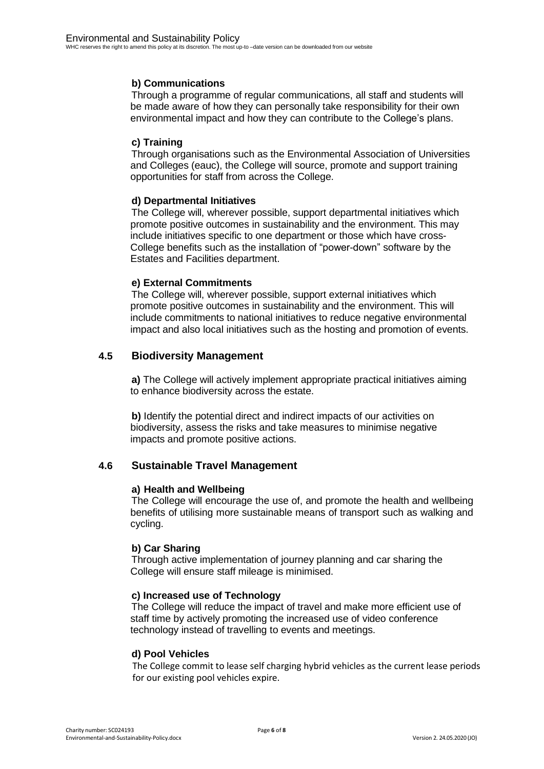**b) Communications**

Through a programme of regular communications, all staff and students will be made aware of how they can personally take responsibility for their own environmental impact and how they can contribute to the College's plans.

**c) Training**

Through organisations such as the Environmental Association of Universities and Colleges (eauc), the College will source, promote and support training opportunities for staff from across the College.

**d) Departmental Initiatives**

The College will, wherever possible, support departmental initiatives which promote positive outcomes in sustainability and the environment. This may include initiatives specific to one department or those which have cross-College benefits such as the installation of "power-down" software by the Estates and Facilities department.

**e) External Commitments**

The College will, wherever possible, support external initiatives which promote positive outcomes in sustainability and the environment. This will include commitments to national initiatives to reduce negative environmental impact and also local initiatives such as the hosting and promotion of events.

## 4.5 Biodiversity Management

**a)** The College will actively implement appropriate practical initiatives aiming to enhance biodiversity across the estate.

**b)** Identify the potential direct and indirect impacts of our activities on biodiversity, assess the risks and take measures to minimise negative impacts and promote positive actions.

## 4.6 Sustainable Travel Management

**a) Health and Wellbeing**

The College will encourage the use of, and promote the health and wellbeing benefits of utilising more sustainable means of transport such as walking and cycling.

**b) Car Sharing**

Through active implementation of journey planning and car sharing the College will ensure staff mileage is minimised.

**c) Increased use of Technology**

The College will reduce the impact of travel and make more efficient use of staff time by actively promoting the increased use of video conference technology instead of travelling to events and meetings.

**d) Pool Vehicles**

The College commit to lease self charging hybrid vehicles as the current lease periods for our existing pool vehicles expire.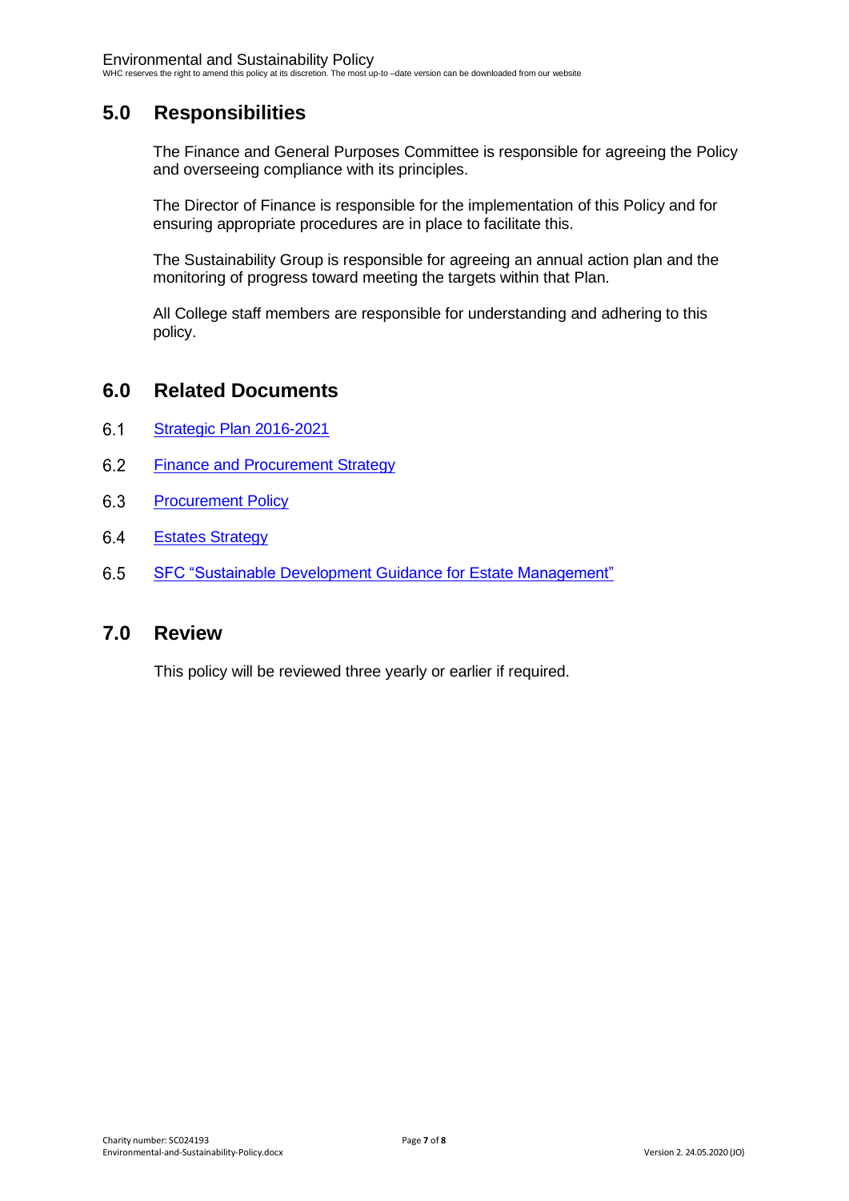## 5.0 Responsibilities

The Finance and General Purposes Committee is responsible for agreeing the Policy and overseeing compliance with its principles.

The Director of Finance is responsible for the implementation of this Policy and for ensuring appropriate procedures are in place to facilitate this.

The Sustainability Group is responsible for agreeing an annual action plan and the monitoring of progress toward meeting the targets within that Plan.

All College staff members are responsible for understanding and adhering to this policy.

## 6.0 Related Documents

6.1 Strategic Plan 2016-2021

6.2 Finance and Procurement Strategy

6.3 Procurement Policy

6.4 Estates Strategy

6.5 SFC "Sustainable Development Guidance for Estate Management"

## 7.0 Review

This policy will be reviewed three yearly or earlier if required.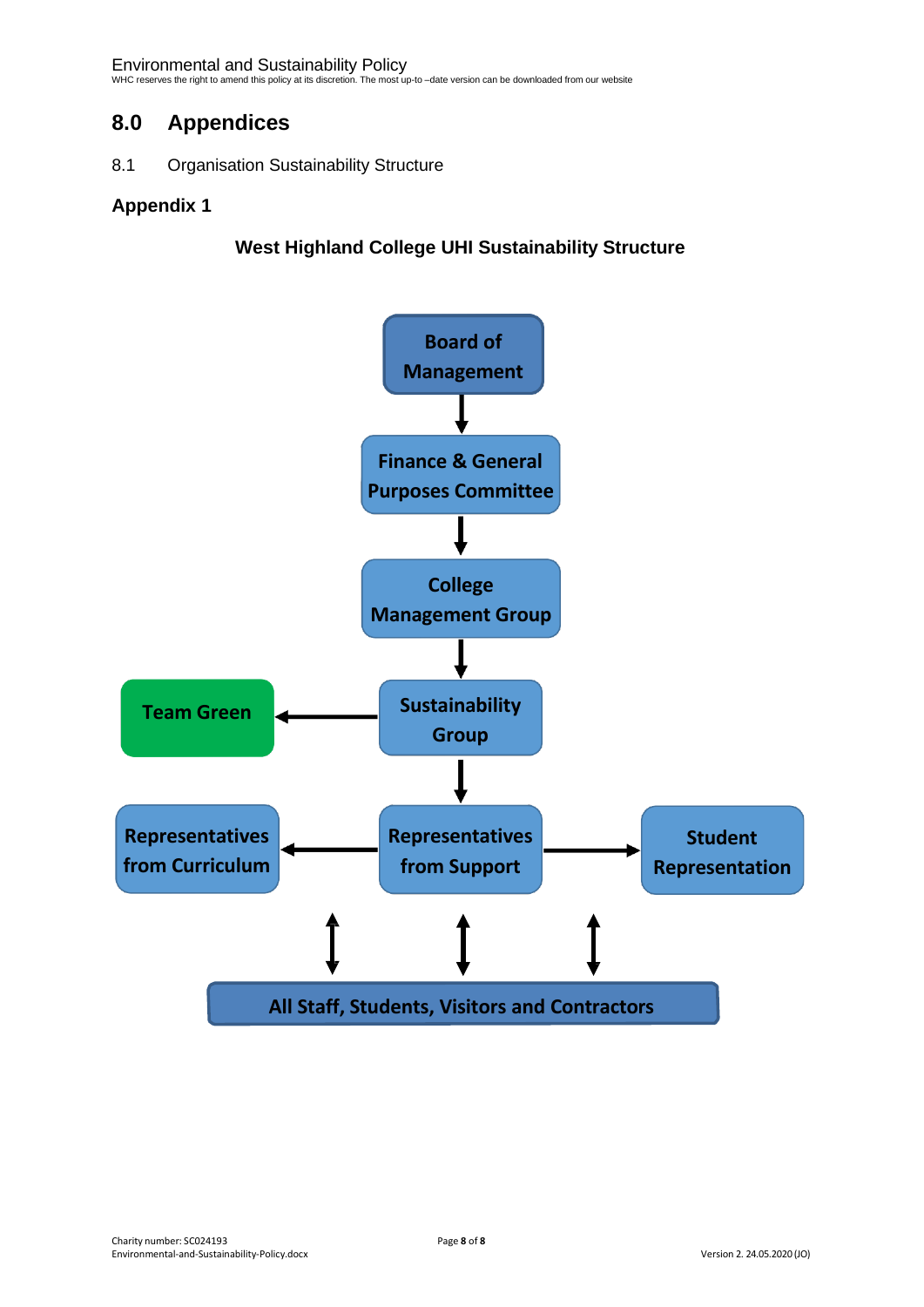## 8.0 Appendices

8.1 Organisation Sustainability Structure

**Appendix 1**

**West Highland College UHI Sustainability Structure**

Board of Management

Finance & General Purposes Committee

College Management Group

Team Green

Sustainability Group

Representatives from Curriculum

Representatives from Support

Student Representation

All Staff, Students, Visitors and Contractors